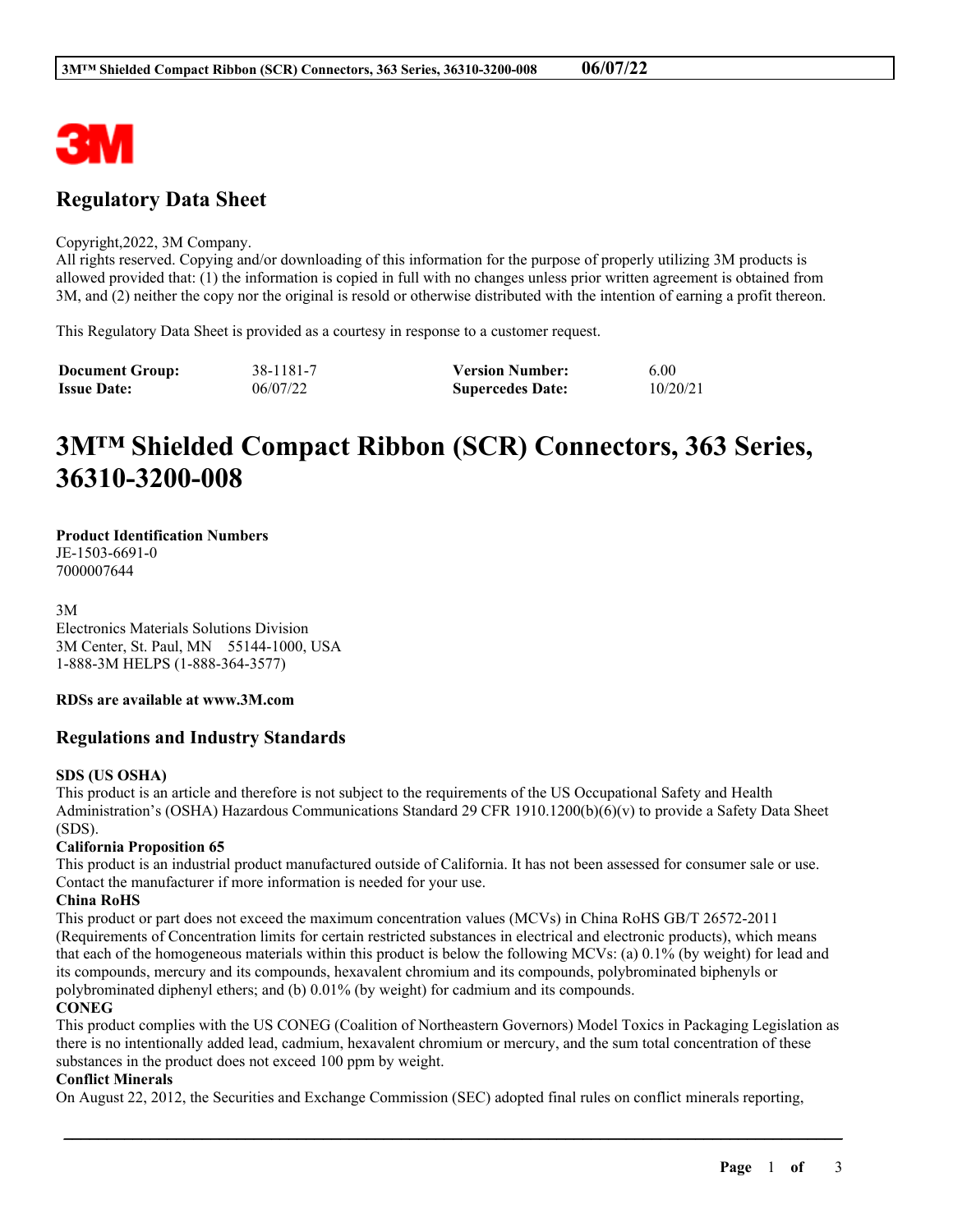## Regulatory Data Sheet

Copyright,2022, 3M Company.
All rights reserved. Copying and/or downloading of this information for the purpose of properly utilizing 3M products is allowed provided that: (1) the information is copied in full with no changes unless prior written agreement is obtained from 3M, and (2) neither the copy nor the original is resold or otherwise distributed with the intention of earning a profit thereon.

This Regulatory Data Sheet is provided as a courtesy in response to a customer request.

| **Document Group:** | 38-1181-7 | **Version Number:** | 6.00 |
|---|---|---|---|
| **Issue Date:** | 06/07/22 | **Supercedes Date:** | 10/20/21 |

# 3M™ Shielded Compact Ribbon (SCR) Connectors, 363 Series, 36310-3200-008

**Product Identification Numbers**
JE-1503-6691-0
7000007644

3M
Electronics Materials Solutions Division
3M Center, St. Paul, MN 55144-1000, USA
1-888-3M HELPS (1-888-364-3577)

**RDSs are available at www.3M.com**

## Regulations and Industry Standards

**SDS (US OSHA)**
This product is an article and therefore is not subject to the requirements of the US Occupational Safety and Health Administration's (OSHA) Hazardous Communications Standard 29 CFR 1910.1200(b)(6)(v) to provide a Safety Data Sheet (SDS).

**California Proposition 65**
This product is an industrial product manufactured outside of California. It has not been assessed for consumer sale or use. Contact the manufacturer if more information is needed for your use.

**China RoHS**
This product or part does not exceed the maximum concentration values (MCVs) in China RoHS GB/T 26572-2011 (Requirements of Concentration limits for certain restricted substances in electrical and electronic products), which means that each of the homogeneous materials within this product is below the following MCVs: (a) 0.1% (by weight) for lead and its compounds, mercury and its compounds, hexavalent chromium and its compounds, polybrominated biphenyls or polybrominated diphenyl ethers; and (b) 0.01% (by weight) for cadmium and its compounds.

**CONEG**
This product complies with the US CONEG (Coalition of Northeastern Governors) Model Toxics in Packaging Legislation as there is no intentionally added lead, cadmium, hexavalent chromium or mercury, and the sum total concentration of these substances in the product does not exceed 100 ppm by weight.

**Conflict Minerals**
On August 22, 2012, the Securities and Exchange Commission (SEC) adopted final rules on conflict minerals reporting,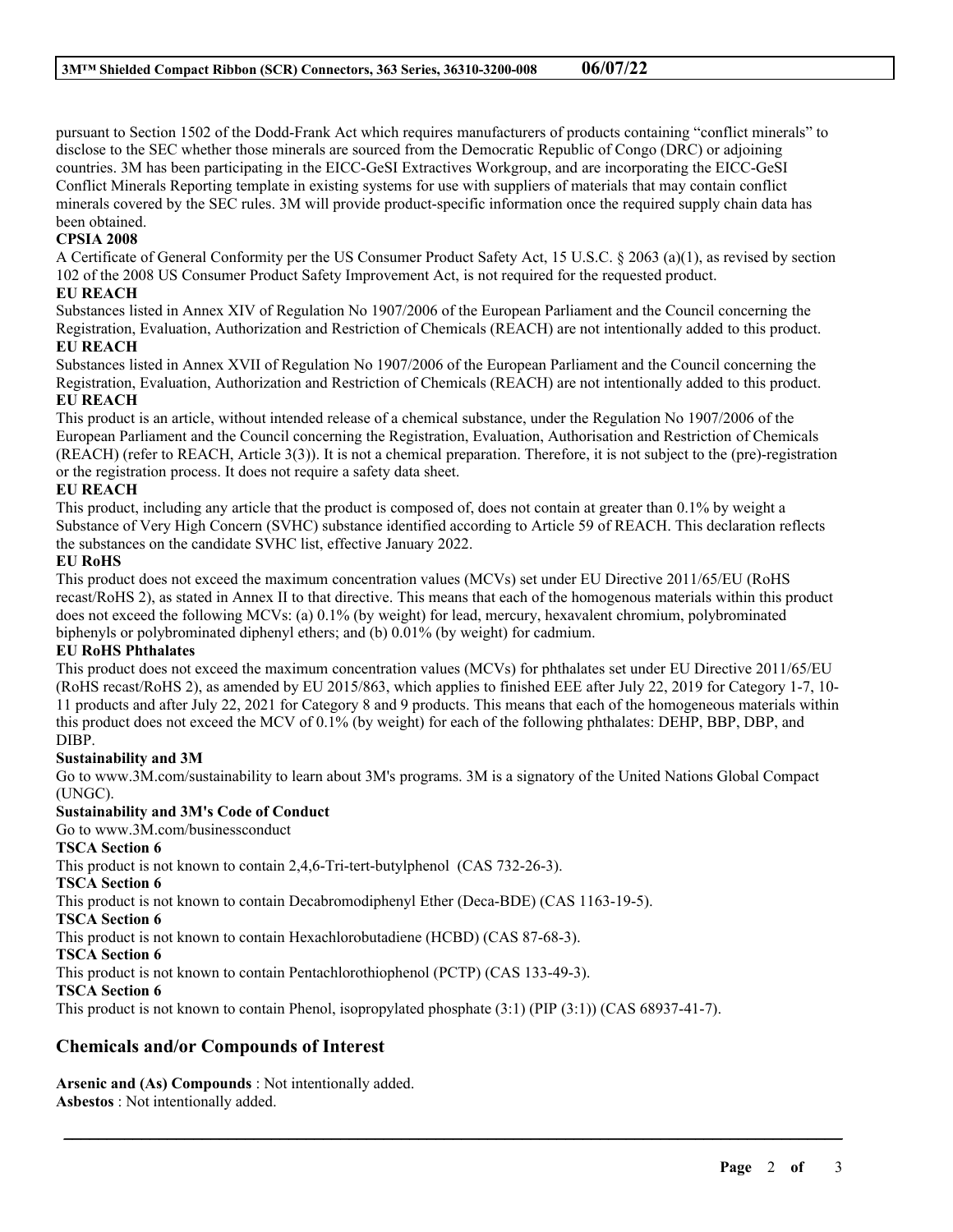pursuant to Section 1502 of the Dodd-Frank Act which requires manufacturers of products containing "conflict minerals" to disclose to the SEC whether those minerals are sourced from the Democratic Republic of Congo (DRC) or adjoining countries. 3M has been participating in the EICC-GeSI Extractives Workgroup, and are incorporating the EICC-GeSI Conflict Minerals Reporting template in existing systems for use with suppliers of materials that may contain conflict minerals covered by the SEC rules. 3M will provide product-specific information once the required supply chain data has been obtained.

**CPSIA 2008**

A Certificate of General Conformity per the US Consumer Product Safety Act, 15 U.S.C. § 2063 (a)(1), as revised by section 102 of the 2008 US Consumer Product Safety Improvement Act, is not required for the requested product.

**EU REACH**

Substances listed in Annex XIV of Regulation No 1907/2006 of the European Parliament and the Council concerning the Registration, Evaluation, Authorization and Restriction of Chemicals (REACH) are not intentionally added to this product.

**EU REACH**

Substances listed in Annex XVII of Regulation No 1907/2006 of the European Parliament and the Council concerning the Registration, Evaluation, Authorization and Restriction of Chemicals (REACH) are not intentionally added to this product.

**EU REACH**

This product is an article, without intended release of a chemical substance, under the Regulation No 1907/2006 of the European Parliament and the Council concerning the Registration, Evaluation, Authorisation and Restriction of Chemicals (REACH) (refer to REACH, Article 3(3)). It is not a chemical preparation. Therefore, it is not subject to the (pre)-registration or the registration process. It does not require a safety data sheet.

**EU REACH**

This product, including any article that the product is composed of, does not contain at greater than 0.1% by weight a Substance of Very High Concern (SVHC) substance identified according to Article 59 of REACH. This declaration reflects the substances on the candidate SVHC list, effective January 2022.

**EU RoHS**

This product does not exceed the maximum concentration values (MCVs) set under EU Directive 2011/65/EU (RoHS recast/RoHS 2), as stated in Annex II to that directive. This means that each of the homogenous materials within this product does not exceed the following MCVs: (a) 0.1% (by weight) for lead, mercury, hexavalent chromium, polybrominated biphenyls or polybrominated diphenyl ethers; and (b) 0.01% (by weight) for cadmium.

**EU RoHS Phthalates**

This product does not exceed the maximum concentration values (MCVs) for phthalates set under EU Directive 2011/65/EU (RoHS recast/RoHS 2), as amended by EU 2015/863, which applies to finished EEE after July 22, 2019 for Category 1-7, 10-11 products and after July 22, 2021 for Category 8 and 9 products. This means that each of the homogeneous materials within this product does not exceed the MCV of 0.1% (by weight) for each of the following phthalates: DEHP, BBP, DBP, and DIBP.

**Sustainability and 3M**

Go to www.3M.com/sustainability to learn about 3M's programs. 3M is a signatory of the United Nations Global Compact (UNGC).

**Sustainability and 3M's Code of Conduct**

Go to www.3M.com/businessconduct

**TSCA Section 6**

This product is not known to contain 2,4,6-Tri-tert-butylphenol (CAS 732-26-3).

**TSCA Section 6**

This product is not known to contain Decabromodiphenyl Ether (Deca-BDE) (CAS 1163-19-5).

**TSCA Section 6**

This product is not known to contain Hexachlorobutadiene (HCBD) (CAS 87-68-3).

**TSCA Section 6**

This product is not known to contain Pentachlorothiophenol (PCTP) (CAS 133-49-3).

**TSCA Section 6**

This product is not known to contain Phenol, isopropylated phosphate (3:1) (PIP (3:1)) (CAS 68937-41-7).

## Chemicals and/or Compounds of Interest

**Arsenic and (As) Compounds** : Not intentionally added.
**Asbestos** : Not intentionally added.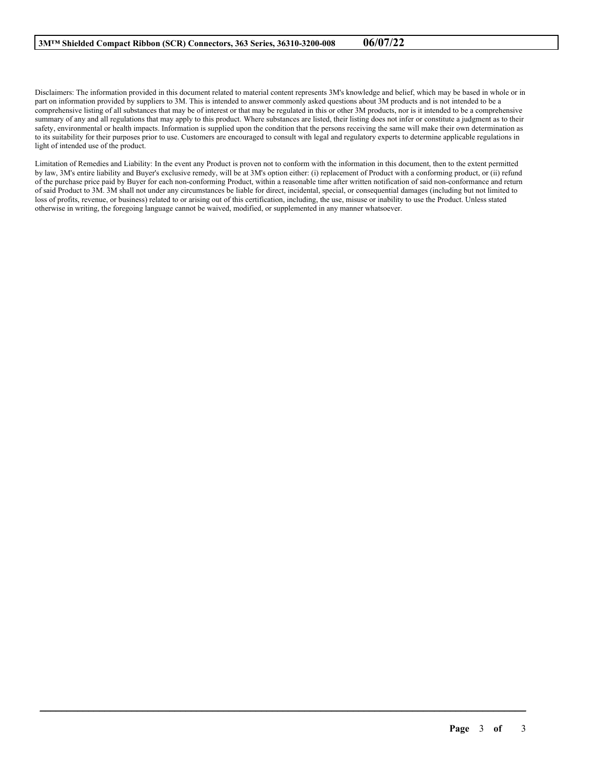Disclaimers: The information provided in this document related to material content represents 3M's knowledge and belief, which may be based in whole or in part on information provided by suppliers to 3M. This is intended to answer commonly asked questions about 3M products and is not intended to be a comprehensive listing of all substances that may be of interest or that may be regulated in this or other 3M products, nor is it intended to be a comprehensive summary of any and all regulations that may apply to this product. Where substances are listed, their listing does not infer or constitute a judgment as to their safety, environmental or health impacts. Information is supplied upon the condition that the persons receiving the same will make their own determination as to its suitability for their purposes prior to use. Customers are encouraged to consult with legal and regulatory experts to determine applicable regulations in light of intended use of the product.

Limitation of Remedies and Liability: In the event any Product is proven not to conform with the information in this document, then to the extent permitted by law, 3M's entire liability and Buyer's exclusive remedy, will be at 3M's option either: (i) replacement of Product with a conforming product, or (ii) refund of the purchase price paid by Buyer for each non-conforming Product, within a reasonable time after written notification of said non-conformance and return of said Product to 3M. 3M shall not under any circumstances be liable for direct, incidental, special, or consequential damages (including but not limited to loss of profits, revenue, or business) related to or arising out of this certification, including, the use, misuse or inability to use the Product. Unless stated otherwise in writing, the foregoing language cannot be waived, modified, or supplemented in any manner whatsoever.